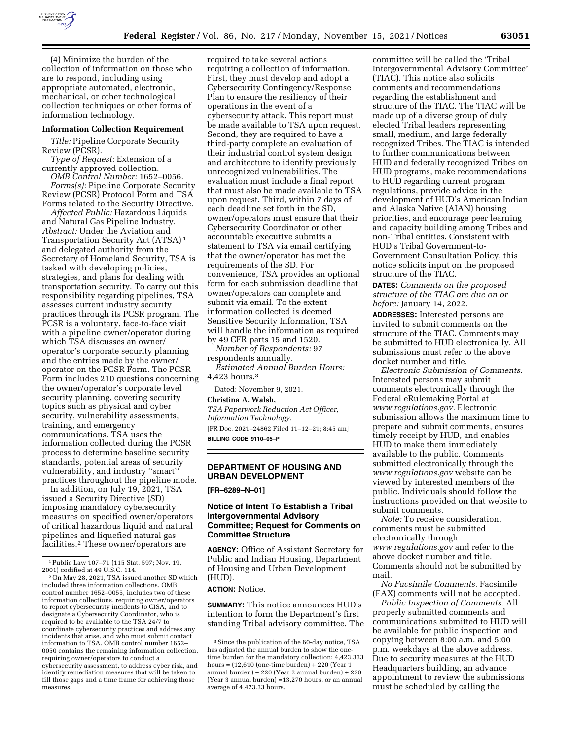(4) Minimize the burden of the collection of information on those who are to respond, including using appropriate automated, electronic, mechanical, or other technological collection techniques or other forms of information technology.

**Information Collection Requirement**

*Title:* Pipeline Corporate Security Review (PCSR).

*Type of Request:* Extension of a currently approved collection.

*OMB Control Number:* 1652–0056.

*Forms(s):* Pipeline Corporate Security Review (PCSR) Protocol Form and TSA Forms related to the Security Directive.

*Affected Public:* Hazardous Liquids and Natural Gas Pipeline Industry.

*Abstract:* Under the Aviation and Transportation Security Act (ATSA) [1] and delegated authority from the Secretary of Homeland Security, TSA is tasked with developing policies, strategies, and plans for dealing with transportation security. To carry out this responsibility regarding pipelines, TSA assesses current industry security practices through its PCSR program. The PCSR is a voluntary, face-to-face visit with a pipeline owner/operator during which TSA discusses an owner/operator's corporate security planning and the entries made by the owner/operator on the PCSR Form. The PCSR Form includes 210 questions concerning the owner/operator's corporate level security planning, covering security topics such as physical and cyber security, vulnerability assessments, training, and emergency communications. TSA uses the information collected during the PCSR process to determine baseline security standards, potential areas of security vulnerability, and industry ''smart'' practices throughout the pipeline mode.

In addition, on July 19, 2021, TSA issued a Security Directive (SD) imposing mandatory cybersecurity measures on specified owner/operators of critical hazardous liquid and natural pipelines and liquefied natural gas facilities.[2] These owner/operators are required to take several actions requiring a collection of information. First, they must develop and adopt a Cybersecurity Contingency/Response Plan to ensure the resiliency of their operations in the event of a cybersecurity attack. This report must be made available to TSA upon request. Second, they are required to have a third-party complete an evaluation of their industrial control system design and architecture to identify previously unrecognized vulnerabilities. The evaluation must include a final report that must also be made available to TSA upon request. Third, within 7 days of each deadline set forth in the SD, owner/operators must ensure that their Cybersecurity Coordinator or other accountable executive submits a statement to TSA via email certifying that the owner/operator has met the requirements of the SD. For convenience, TSA provides an optional form for each submission deadline that owner/operators can complete and submit via email. To the extent information collected is deemed Sensitive Security Information, TSA will handle the information as required by 49 CFR parts 15 and 1520.

*Number of Respondents:* 97 respondents annually.

*Estimated Annual Burden Hours:* 4,423 hours.[3]

Dated: November 9, 2021.

**Christina A. Walsh,**

*TSA Paperwork Reduction Act Officer, Information Technology.*

[FR Doc. 2021–24862 Filed 11–12–21; 8:45 am]

**BILLING CODE 9110–05–P**

[1] Public Law 107–71 (115 Stat. 597; Nov. 19, 2001) codified at 49 U.S.C. 114.

[2] On May 28, 2021, TSA issued another SD which included three information collections. OMB control number 1652–0055, includes two of these information collections, requiring owner/operators to report cybersecurity incidents to CISA, and to designate a Cybersecurity Coordinator, who is required to be available to the TSA 24/7 to coordinate cybersecurity practices and address any incidents that arise, and who must submit contact information to TSA. OMB control number 1652–0050 contains the remaining information collection, requiring owner/operators to conduct a cybersecurity assessment, to address cyber risk, and identify remediation measures that will be taken to fill those gaps and a time frame for achieving those measures.

[3] Since the publication of the 60-day notice, TSA has adjusted the annual burden to show the one-time burden for the mandatory collection: 4,423.333 hours = (12,610 (one-time burden) + 220 (Year 1 annual burden) + 220 (Year 2 annual burden) + 220 (Year 3 annual burden) =13,270 hours, or an annual average of 4,423.33 hours.

## DEPARTMENT OF HOUSING AND URBAN DEVELOPMENT

**[FR–6289–N–01]**

### Notice of Intent To Establish a Tribal Intergovernmental Advisory Committee; Request for Comments on Committee Structure

**AGENCY:** Office of Assistant Secretary for Public and Indian Housing, Department of Housing and Urban Development (HUD).

**ACTION:** Notice.

**SUMMARY:** This notice announces HUD's intention to form the Department's first standing Tribal advisory committee. The committee will be called the 'Tribal Intergovernmental Advisory Committee' (TIAC). This notice also solicits comments and recommendations regarding the establishment and structure of the TIAC. The TIAC will be made up of a diverse group of duly elected Tribal leaders representing small, medium, and large federally recognized Tribes. The TIAC is intended to further communications between HUD and federally recognized Tribes on HUD programs, make recommendations to HUD regarding current program regulations, provide advice in the development of HUD's American Indian and Alaska Native (AIAN) housing priorities, and encourage peer learning and capacity building among Tribes and non-Tribal entities. Consistent with HUD's Tribal Government-to-Government Consultation Policy, this notice solicits input on the proposed structure of the TIAC.

**DATES:** *Comments on the proposed structure of the TIAC are due on or before:* January 14, 2022.

**ADDRESSES:** Interested persons are invited to submit comments on the structure of the TIAC. Comments may be submitted to HUD electronically. All submissions must refer to the above docket number and title.

*Electronic Submission of Comments.* Interested persons may submit comments electronically through the Federal eRulemaking Portal at *www.regulations.gov.* Electronic submission allows the maximum time to prepare and submit comments, ensures timely receipt by HUD, and enables HUD to make them immediately available to the public. Comments submitted electronically through the *www.regulations.gov* website can be viewed by interested members of the public. Individuals should follow the instructions provided on that website to submit comments.

*Note:* To receive consideration, comments must be submitted electronically through *www.regulations.gov* and refer to the above docket number and title. Comments should not be submitted by mail.

*No Facsimile Comments.* Facsimile (FAX) comments will not be accepted.

*Public Inspection of Comments.* All properly submitted comments and communications submitted to HUD will be available for public inspection and copying between 8:00 a.m. and 5:00 p.m. weekdays at the above address. Due to security measures at the HUD Headquarters building, an advance appointment to review the submissions must be scheduled by calling the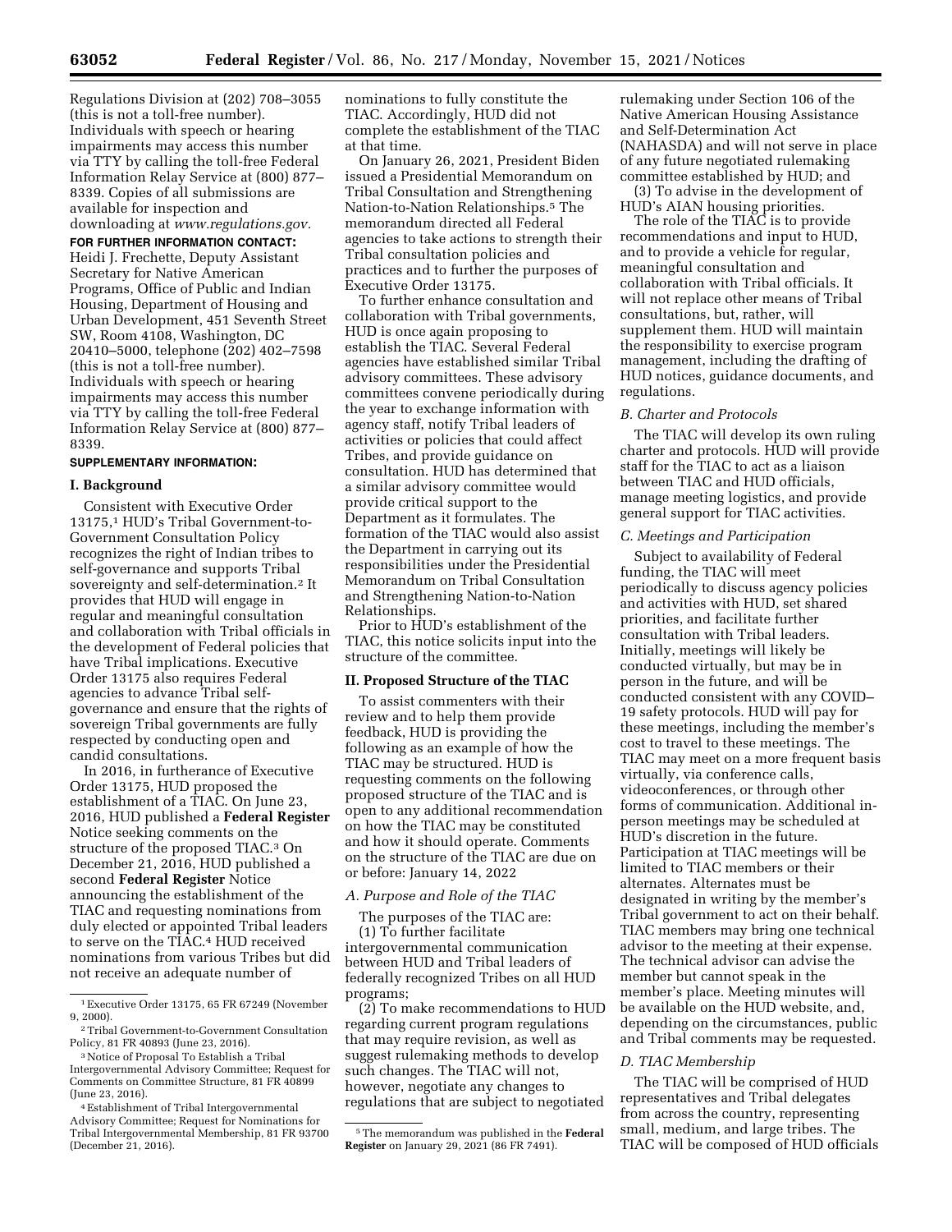Regulations Division at (202) 708–3055 (this is not a toll-free number). Individuals with speech or hearing impairments may access this number via TTY by calling the toll-free Federal Information Relay Service at (800) 877–8339. Copies of all submissions are available for inspection and downloading at *www.regulations.gov.*

**FOR FURTHER INFORMATION CONTACT:** Heidi J. Frechette, Deputy Assistant Secretary for Native American Programs, Office of Public and Indian Housing, Department of Housing and Urban Development, 451 Seventh Street SW, Room 4108, Washington, DC 20410–5000, telephone (202) 402–7598 (this is not a toll-free number). Individuals with speech or hearing impairments may access this number via TTY by calling the toll-free Federal Information Relay Service at (800) 877–8339.

**SUPPLEMENTARY INFORMATION:**

## I. Background

Consistent with Executive Order 13175,[1] HUD's Tribal Government-to-Government Consultation Policy recognizes the right of Indian tribes to self-governance and supports Tribal sovereignty and self-determination.[2] It provides that HUD will engage in regular and meaningful consultation and collaboration with Tribal officials in the development of Federal policies that have Tribal implications. Executive Order 13175 also requires Federal agencies to advance Tribal self-governance and ensure that the rights of sovereign Tribal governments are fully respected by conducting open and candid consultations.

In 2016, in furtherance of Executive Order 13175, HUD proposed the establishment of a TIAC. On June 23, 2016, HUD published a **Federal Register** Notice seeking comments on the structure of the proposed TIAC.[3] On December 21, 2016, HUD published a second **Federal Register** Notice announcing the establishment of the TIAC and requesting nominations from duly elected or appointed Tribal leaders to serve on the TIAC.[4] HUD received nominations from various Tribes but did not receive an adequate number of nominations to fully constitute the TIAC. Accordingly, HUD did not complete the establishment of the TIAC at that time.

On January 26, 2021, President Biden issued a Presidential Memorandum on Tribal Consultation and Strengthening Nation-to-Nation Relationships.[5] The memorandum directed all Federal agencies to take actions to strength their Tribal consultation policies and practices and to further the purposes of Executive Order 13175.

To further enhance consultation and collaboration with Tribal governments, HUD is once again proposing to establish the TIAC. Several Federal agencies have established similar Tribal advisory committees. These advisory committees convene periodically during the year to exchange information with agency staff, notify Tribal leaders of activities or policies that could affect Tribes, and provide guidance on consultation. HUD has determined that a similar advisory committee would provide critical support to the Department as it formulates. The formation of the TIAC would also assist the Department in carrying out its responsibilities under the Presidential Memorandum on Tribal Consultation and Strengthening Nation-to-Nation Relationships.

Prior to HUD's establishment of the TIAC, this notice solicits input into the structure of the committee.

## II. Proposed Structure of the TIAC

To assist commenters with their review and to help them provide feedback, HUD is providing the following as an example of how the TIAC may be structured. HUD is requesting comments on the following proposed structure of the TIAC and is open to any additional recommendation on how the TIAC may be constituted and how it should operate. Comments on the structure of the TIAC are due on or before: January 14, 2022

### *A. Purpose and Role of the TIAC*

The purposes of the TIAC are:

(1) To further facilitate intergovernmental communication between HUD and Tribal leaders of federally recognized Tribes on all HUD programs;

(2) To make recommendations to HUD regarding current program regulations that may require revision, as well as suggest rulemaking methods to develop such changes. The TIAC will not, however, negotiate any changes to regulations that are subject to negotiated rulemaking under Section 106 of the Native American Housing Assistance and Self-Determination Act (NAHASDA) and will not serve in place of any future negotiated rulemaking committee established by HUD; and

(3) To advise in the development of HUD's AIAN housing priorities.

The role of the TIAC is to provide recommendations and input to HUD, and to provide a vehicle for regular, meaningful consultation and collaboration with Tribal officials. It will not replace other means of Tribal consultations, but, rather, will supplement them. HUD will maintain the responsibility to exercise program management, including the drafting of HUD notices, guidance documents, and regulations.

### *B. Charter and Protocols*

The TIAC will develop its own ruling charter and protocols. HUD will provide staff for the TIAC to act as a liaison between TIAC and HUD officials, manage meeting logistics, and provide general support for TIAC activities.

### *C. Meetings and Participation*

Subject to availability of Federal funding, the TIAC will meet periodically to discuss agency policies and activities with HUD, set shared priorities, and facilitate further consultation with Tribal leaders. Initially, meetings will likely be conducted virtually, but may be in person in the future, and will be conducted consistent with any COVID–19 safety protocols. HUD will pay for these meetings, including the member's cost to travel to these meetings. The TIAC may meet on a more frequent basis virtually, via conference calls, videoconferences, or through other forms of communication. Additional in-person meetings may be scheduled at HUD's discretion in the future. Participation at TIAC meetings will be limited to TIAC members or their alternates. Alternates must be designated in writing by the member's Tribal government to act on their behalf. TIAC members may bring one technical advisor to the meeting at their expense. The technical advisor can advise the member but cannot speak in the member's place. Meeting minutes will be available on the HUD website, and, depending on the circumstances, public and Tribal comments may be requested.

### *D. TIAC Membership*

The TIAC will be comprised of HUD representatives and Tribal delegates from across the country, representing small, medium, and large tribes. The TIAC will be composed of HUD officials

---

[1] Executive Order 13175, 65 FR 67249 (November 9, 2000).

[2] Tribal Government-to-Government Consultation Policy, 81 FR 40893 (June 23, 2016).

[3] Notice of Proposal To Establish a Tribal Intergovernmental Advisory Committee; Request for Comments on Committee Structure, 81 FR 40899 (June 23, 2016).

[4] Establishment of Tribal Intergovernmental Advisory Committee; Request for Nominations for Tribal Intergovernmental Membership, 81 FR 93700 (December 21, 2016).

[5] The memorandum was published in the **Federal Register** on January 29, 2021 (86 FR 7491).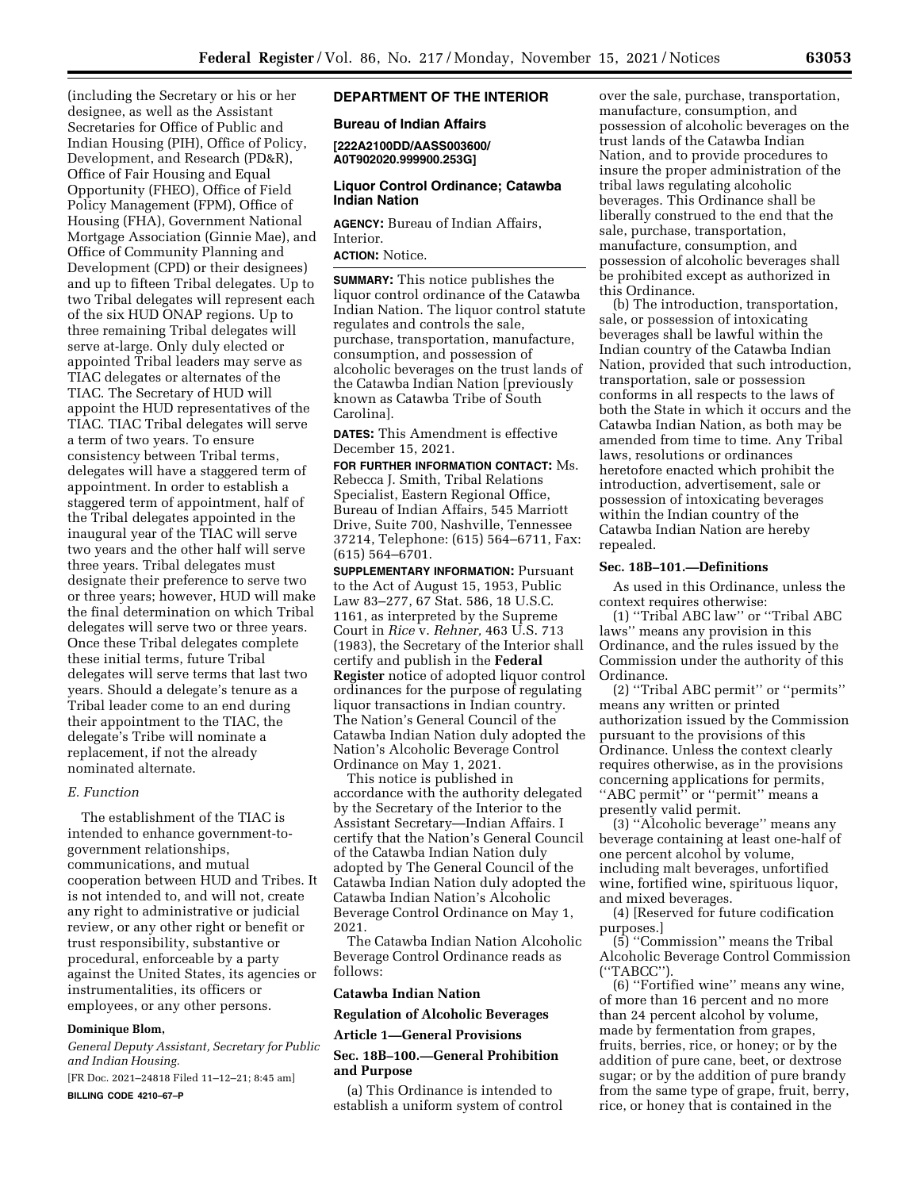(including the Secretary or his or her designee, as well as the Assistant Secretaries for Office of Public and Indian Housing (PIH), Office of Policy, Development, and Research (PD&R), Office of Fair Housing and Equal Opportunity (FHEO), Office of Field Policy Management (FPM), Office of Housing (FHA), Government National Mortgage Association (Ginnie Mae), and Office of Community Planning and Development (CPD) or their designees) and up to fifteen Tribal delegates. Up to two Tribal delegates will represent each of the six HUD ONAP regions. Up to three remaining Tribal delegates will serve at-large. Only duly elected or appointed Tribal leaders may serve as TIAC delegates or alternates of the TIAC. The Secretary of HUD will appoint the HUD representatives of the TIAC. TIAC Tribal delegates will serve a term of two years. To ensure consistency between Tribal terms, delegates will have a staggered term of appointment. In order to establish a staggered term of appointment, half of the Tribal delegates appointed in the inaugural year of the TIAC will serve two years and the other half will serve three years. Tribal delegates must designate their preference to serve two or three years; however, HUD will make the final determination on which Tribal delegates will serve two or three years. Once these Tribal delegates complete these initial terms, future Tribal delegates will serve terms that last two years. Should a delegate's tenure as a Tribal leader come to an end during their appointment to the TIAC, the delegate's Tribe will nominate a replacement, if not the already nominated alternate.

*E. Function*

The establishment of the TIAC is intended to enhance government-to-government relationships, communications, and mutual cooperation between HUD and Tribes. It is not intended to, and will not, create any right to administrative or judicial review, or any other right or benefit or trust responsibility, substantive or procedural, enforceable by a party against the United States, its agencies or instrumentalities, its officers or employees, or any other persons.

**Dominique Blom,**

*General Deputy Assistant, Secretary for Public and Indian Housing.*

[FR Doc. 2021–24818 Filed 11–12–21; 8:45 am]

**BILLING CODE 4210–67–P**

## DEPARTMENT OF THE INTERIOR

### Bureau of Indian Affairs

**[222A2100DD/AASS003600/A0T902020.999900.253G]**

### Liquor Control Ordinance; Catawba Indian Nation

**AGENCY:** Bureau of Indian Affairs, Interior.

**ACTION:** Notice.

**SUMMARY:** This notice publishes the liquor control ordinance of the Catawba Indian Nation. The liquor control statute regulates and controls the sale, purchase, transportation, manufacture, consumption, and possession of alcoholic beverages on the trust lands of the Catawba Indian Nation [previously known as Catawba Tribe of South Carolina].

**DATES:** This Amendment is effective December 15, 2021.

**FOR FURTHER INFORMATION CONTACT:** Ms. Rebecca J. Smith, Tribal Relations Specialist, Eastern Regional Office, Bureau of Indian Affairs, 545 Marriott Drive, Suite 700, Nashville, Tennessee 37214, Telephone: (615) 564–6711, Fax: (615) 564–6701.

**SUPPLEMENTARY INFORMATION:** Pursuant to the Act of August 15, 1953, Public Law 83–277, 67 Stat. 586, 18 U.S.C. 1161, as interpreted by the Supreme Court in *Rice* v. *Rehner,* 463 U.S. 713 (1983), the Secretary of the Interior shall certify and publish in the **Federal Register** notice of adopted liquor control ordinances for the purpose of regulating liquor transactions in Indian country. The Nation's General Council of the Catawba Indian Nation duly adopted the Nation's Alcoholic Beverage Control Ordinance on May 1, 2021.

This notice is published in accordance with the authority delegated by the Secretary of the Interior to the Assistant Secretary—Indian Affairs. I certify that the Nation's General Council of the Catawba Indian Nation duly adopted by The General Council of the Catawba Indian Nation duly adopted the Catawba Indian Nation's Alcoholic Beverage Control Ordinance on May 1, 2021.

The Catawba Indian Nation Alcoholic Beverage Control Ordinance reads as follows:

**Catawba Indian Nation**

**Regulation of Alcoholic Beverages**

**Article 1—General Provisions**

**Sec. 18B–100.—General Prohibition and Purpose**

(a) This Ordinance is intended to establish a uniform system of control over the sale, purchase, transportation, manufacture, consumption, and possession of alcoholic beverages on the trust lands of the Catawba Indian Nation, and to provide procedures to insure the proper administration of the tribal laws regulating alcoholic beverages. This Ordinance shall be liberally construed to the end that the sale, purchase, transportation, manufacture, consumption, and possession of alcoholic beverages shall be prohibited except as authorized in this Ordinance.

(b) The introduction, transportation, sale, or possession of intoxicating beverages shall be lawful within the Indian country of the Catawba Indian Nation, provided that such introduction, transportation, sale or possession conforms in all respects to the laws of both the State in which it occurs and the Catawba Indian Nation, as both may be amended from time to time. Any Tribal laws, resolutions or ordinances heretofore enacted which prohibit the introduction, advertisement, sale or possession of intoxicating beverages within the Indian country of the Catawba Indian Nation are hereby repealed.

**Sec. 18B–101.—Definitions**

As used in this Ordinance, unless the context requires otherwise:

(1) ''Tribal ABC law'' or ''Tribal ABC laws'' means any provision in this Ordinance, and the rules issued by the Commission under the authority of this Ordinance.

(2) ''Tribal ABC permit'' or ''permits'' means any written or printed authorization issued by the Commission pursuant to the provisions of this Ordinance. Unless the context clearly requires otherwise, as in the provisions concerning applications for permits, ''ABC permit'' or ''permit'' means a presently valid permit.

(3) ''Alcoholic beverage'' means any beverage containing at least one-half of one percent alcohol by volume, including malt beverages, unfortified wine, fortified wine, spirituous liquor, and mixed beverages.

(4) [Reserved for future codification purposes.]

(5) ''Commission'' means the Tribal Alcoholic Beverage Control Commission (''TABCC'').

(6) ''Fortified wine'' means any wine, of more than 16 percent and no more than 24 percent alcohol by volume, made by fermentation from grapes, fruits, berries, rice, or honey; or by the addition of pure cane, beet, or dextrose sugar; or by the addition of pure brandy from the same type of grape, fruit, berry, rice, or honey that is contained in the